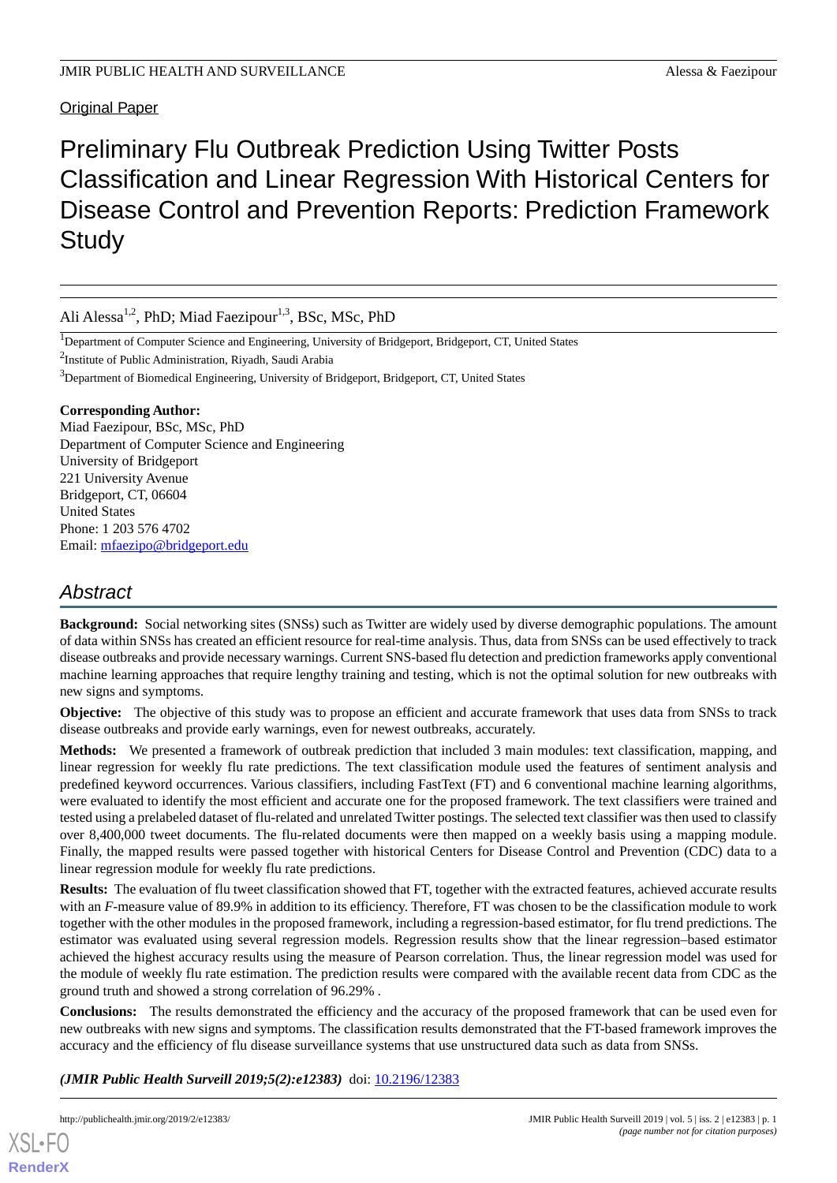Original Paper

# Preliminary Flu Outbreak Prediction Using Twitter Posts Classification and Linear Regression With Historical Centers for Disease Control and Prevention Reports: Prediction Framework Study

Ali Alessa[1,2], PhD; Miad Faezipour[1,3], BSc, MSc, PhD

[1]Department of Computer Science and Engineering, University of Bridgeport, Bridgeport, CT, United States

[2]Institute of Public Administration, Riyadh, Saudi Arabia

[3]Department of Biomedical Engineering, University of Bridgeport, Bridgeport, CT, United States

**Corresponding Author:**
Miad Faezipour, BSc, MSc, PhD
Department of Computer Science and Engineering
University of Bridgeport
221 University Avenue
Bridgeport, CT, 06604
United States
Phone: 1 203 576 4702
Email: mfaezipo@bridgeport.edu

## Abstract

**Background:** Social networking sites (SNSs) such as Twitter are widely used by diverse demographic populations. The amount of data within SNSs has created an efficient resource for real-time analysis. Thus, data from SNSs can be used effectively to track disease outbreaks and provide necessary warnings. Current SNS-based flu detection and prediction frameworks apply conventional machine learning approaches that require lengthy training and testing, which is not the optimal solution for new outbreaks with new signs and symptoms.

**Objective:** The objective of this study was to propose an efficient and accurate framework that uses data from SNSs to track disease outbreaks and provide early warnings, even for newest outbreaks, accurately.

**Methods:** We presented a framework of outbreak prediction that included 3 main modules: text classification, mapping, and linear regression for weekly flu rate predictions. The text classification module used the features of sentiment analysis and predefined keyword occurrences. Various classifiers, including FastText (FT) and 6 conventional machine learning algorithms, were evaluated to identify the most efficient and accurate one for the proposed framework. The text classifiers were trained and tested using a prelabeled dataset of flu-related and unrelated Twitter postings. The selected text classifier was then used to classify over 8,400,000 tweet documents. The flu-related documents were then mapped on a weekly basis using a mapping module. Finally, the mapped results were passed together with historical Centers for Disease Control and Prevention (CDC) data to a linear regression module for weekly flu rate predictions.

**Results:** The evaluation of flu tweet classification showed that FT, together with the extracted features, achieved accurate results with an *F*-measure value of 89.9% in addition to its efficiency. Therefore, FT was chosen to be the classification module to work together with the other modules in the proposed framework, including a regression-based estimator, for flu trend predictions. The estimator was evaluated using several regression models. Regression results show that the linear regression–based estimator achieved the highest accuracy results using the measure of Pearson correlation. Thus, the linear regression model was used for the module of weekly flu rate estimation. The prediction results were compared with the available recent data from CDC as the ground truth and showed a strong correlation of 96.29% .

**Conclusions:** The results demonstrated the efficiency and the accuracy of the proposed framework that can be used even for new outbreaks with new signs and symptoms. The classification results demonstrated that the FT-based framework improves the accuracy and the efficiency of flu disease surveillance systems that use unstructured data such as data from SNSs.

***(JMIR Public Health Surveill 2019;5(2):e12383)*** doi: 10.2196/12383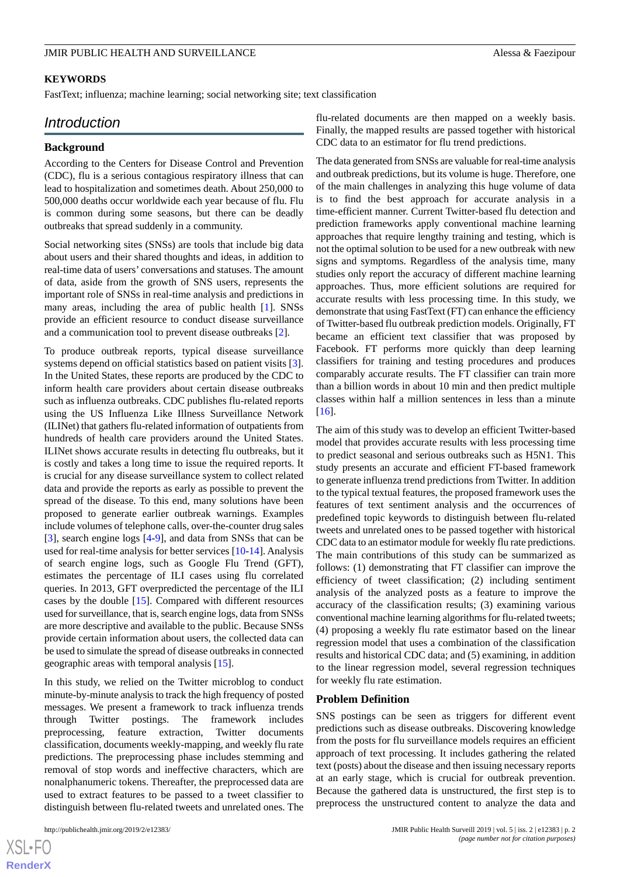**KEYWORDS**

FastText; influenza; machine learning; social networking site; text classification

## Introduction

### Background

According to the Centers for Disease Control and Prevention (CDC), flu is a serious contagious respiratory illness that can lead to hospitalization and sometimes death. About 250,000 to 500,000 deaths occur worldwide each year because of flu. Flu is common during some seasons, but there can be deadly outbreaks that spread suddenly in a community.

Social networking sites (SNSs) are tools that include big data about users and their shared thoughts and ideas, in addition to real-time data of users' conversations and statuses. The amount of data, aside from the growth of SNS users, represents the important role of SNSs in real-time analysis and predictions in many areas, including the area of public health [1]. SNSs provide an efficient resource to conduct disease surveillance and a communication tool to prevent disease outbreaks [2].

To produce outbreak reports, typical disease surveillance systems depend on official statistics based on patient visits [3]. In the United States, these reports are produced by the CDC to inform health care providers about certain disease outbreaks such as influenza outbreaks. CDC publishes flu-related reports using the US Influenza Like Illness Surveillance Network (ILINet) that gathers flu-related information of outpatients from hundreds of health care providers around the United States. ILINet shows accurate results in detecting flu outbreaks, but it is costly and takes a long time to issue the required reports. It is crucial for any disease surveillance system to collect related data and provide the reports as early as possible to prevent the spread of the disease. To this end, many solutions have been proposed to generate earlier outbreak warnings. Examples include volumes of telephone calls, over-the-counter drug sales [3], search engine logs [4-9], and data from SNSs that can be used for real-time analysis for better services [10-14]. Analysis of search engine logs, such as Google Flu Trend (GFT), estimates the percentage of ILI cases using flu correlated queries. In 2013, GFT overpredicted the percentage of the ILI cases by the double [15]. Compared with different resources used for surveillance, that is, search engine logs, data from SNSs are more descriptive and available to the public. Because SNSs provide certain information about users, the collected data can be used to simulate the spread of disease outbreaks in connected geographic areas with temporal analysis [15].

In this study, we relied on the Twitter microblog to conduct minute-by-minute analysis to track the high frequency of posted messages. We present a framework to track influenza trends through Twitter postings. The framework includes preprocessing, feature extraction, Twitter documents classification, documents weekly-mapping, and weekly flu rate predictions. The preprocessing phase includes stemming and removal of stop words and ineffective characters, which are nonalphanumeric tokens. Thereafter, the preprocessed data are used to extract features to be passed to a tweet classifier to distinguish between flu-related tweets and unrelated ones. The flu-related documents are then mapped on a weekly basis. Finally, the mapped results are passed together with historical CDC data to an estimator for flu trend predictions.

The data generated from SNSs are valuable for real-time analysis and outbreak predictions, but its volume is huge. Therefore, one of the main challenges in analyzing this huge volume of data is to find the best approach for accurate analysis in a time-efficient manner. Current Twitter-based flu detection and prediction frameworks apply conventional machine learning approaches that require lengthy training and testing, which is not the optimal solution to be used for a new outbreak with new signs and symptoms. Regardless of the analysis time, many studies only report the accuracy of different machine learning approaches. Thus, more efficient solutions are required for accurate results with less processing time. In this study, we demonstrate that using FastText (FT) can enhance the efficiency of Twitter-based flu outbreak prediction models. Originally, FT became an efficient text classifier that was proposed by Facebook. FT performs more quickly than deep learning classifiers for training and testing procedures and produces comparably accurate results. The FT classifier can train more than a billion words in about 10 min and then predict multiple classes within half a million sentences in less than a minute [16].

The aim of this study was to develop an efficient Twitter-based model that provides accurate results with less processing time to predict seasonal and serious outbreaks such as H5N1. This study presents an accurate and efficient FT-based framework to generate influenza trend predictions from Twitter. In addition to the typical textual features, the proposed framework uses the features of text sentiment analysis and the occurrences of predefined topic keywords to distinguish between flu-related tweets and unrelated ones to be passed together with historical CDC data to an estimator module for weekly flu rate predictions. The main contributions of this study can be summarized as follows: (1) demonstrating that FT classifier can improve the efficiency of tweet classification; (2) including sentiment analysis of the analyzed posts as a feature to improve the accuracy of the classification results; (3) examining various conventional machine learning algorithms for flu-related tweets; (4) proposing a weekly flu rate estimator based on the linear regression model that uses a combination of the classification results and historical CDC data; and (5) examining, in addition to the linear regression model, several regression techniques for weekly flu rate estimation.

### Problem Definition

SNS postings can be seen as triggers for different event predictions such as disease outbreaks. Discovering knowledge from the posts for flu surveillance models requires an efficient approach of text processing. It includes gathering the related text (posts) about the disease and then issuing necessary reports at an early stage, which is crucial for outbreak prevention. Because the gathered data is unstructured, the first step is to preprocess the unstructured content to analyze the data and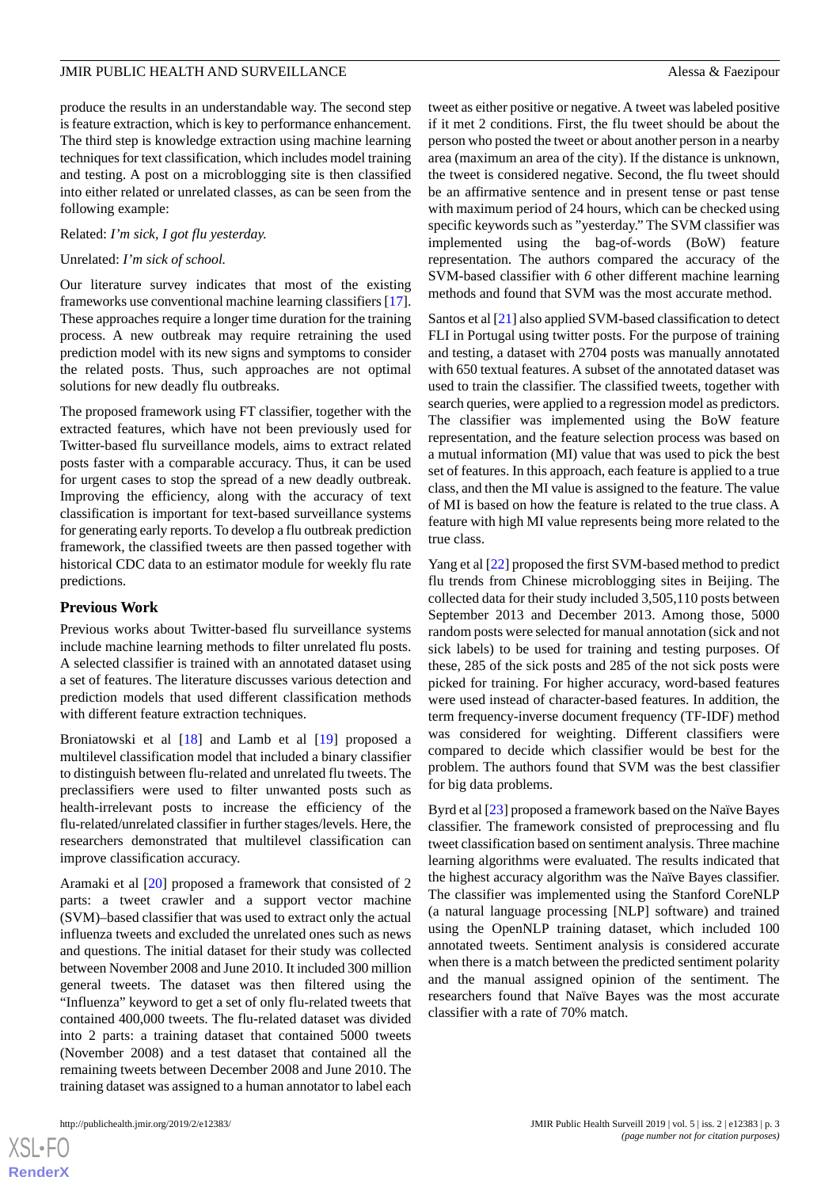produce the results in an understandable way. The second step is feature extraction, which is key to performance enhancement. The third step is knowledge extraction using machine learning techniques for text classification, which includes model training and testing. A post on a microblogging site is then classified into either related or unrelated classes, as can be seen from the following example:

Related: *I'm sick, I got flu yesterday.*

Unrelated: *I'm sick of school.*

Our literature survey indicates that most of the existing frameworks use conventional machine learning classifiers [17]. These approaches require a longer time duration for the training process. A new outbreak may require retraining the used prediction model with its new signs and symptoms to consider the related posts. Thus, such approaches are not optimal solutions for new deadly flu outbreaks.

The proposed framework using FT classifier, together with the extracted features, which have not been previously used for Twitter-based flu surveillance models, aims to extract related posts faster with a comparable accuracy. Thus, it can be used for urgent cases to stop the spread of a new deadly outbreak. Improving the efficiency, along with the accuracy of text classification is important for text-based surveillance systems for generating early reports. To develop a flu outbreak prediction framework, the classified tweets are then passed together with historical CDC data to an estimator module for weekly flu rate predictions.

## Previous Work

Previous works about Twitter-based flu surveillance systems include machine learning methods to filter unrelated flu posts. A selected classifier is trained with an annotated dataset using a set of features. The literature discusses various detection and prediction models that used different classification methods with different feature extraction techniques.

Broniatowski et al [18] and Lamb et al [19] proposed a multilevel classification model that included a binary classifier to distinguish between flu-related and unrelated flu tweets. The preclassifiers were used to filter unwanted posts such as health-irrelevant posts to increase the efficiency of the flu-related/unrelated classifier in further stages/levels. Here, the researchers demonstrated that multilevel classification can improve classification accuracy.

Aramaki et al [20] proposed a framework that consisted of 2 parts: a tweet crawler and a support vector machine (SVM)–based classifier that was used to extract only the actual influenza tweets and excluded the unrelated ones such as news and questions. The initial dataset for their study was collected between November 2008 and June 2010. It included 300 million general tweets. The dataset was then filtered using the "Influenza" keyword to get a set of only flu-related tweets that contained 400,000 tweets. The flu-related dataset was divided into 2 parts: a training dataset that contained 5000 tweets (November 2008) and a test dataset that contained all the remaining tweets between December 2008 and June 2010. The training dataset was assigned to a human annotator to label each tweet as either positive or negative. A tweet was labeled positive if it met 2 conditions. First, the flu tweet should be about the person who posted the tweet or about another person in a nearby area (maximum an area of the city). If the distance is unknown, the tweet is considered negative. Second, the flu tweet should be an affirmative sentence and in present tense or past tense with maximum period of 24 hours, which can be checked using specific keywords such as "yesterday." The SVM classifier was implemented using the bag-of-words (BoW) feature representation. The authors compared the accuracy of the SVM-based classifier with *6* other different machine learning methods and found that SVM was the most accurate method.

Santos et al [21] also applied SVM-based classification to detect FLI in Portugal using twitter posts. For the purpose of training and testing, a dataset with 2704 posts was manually annotated with 650 textual features. A subset of the annotated dataset was used to train the classifier. The classified tweets, together with search queries, were applied to a regression model as predictors. The classifier was implemented using the BoW feature representation, and the feature selection process was based on a mutual information (MI) value that was used to pick the best set of features. In this approach, each feature is applied to a true class, and then the MI value is assigned to the feature. The value of MI is based on how the feature is related to the true class. A feature with high MI value represents being more related to the true class.

Yang et al [22] proposed the first SVM-based method to predict flu trends from Chinese microblogging sites in Beijing. The collected data for their study included 3,505,110 posts between September 2013 and December 2013. Among those, 5000 random posts were selected for manual annotation (sick and not sick labels) to be used for training and testing purposes. Of these, 285 of the sick posts and 285 of the not sick posts were picked for training. For higher accuracy, word-based features were used instead of character-based features. In addition, the term frequency-inverse document frequency (TF-IDF) method was considered for weighting. Different classifiers were compared to decide which classifier would be best for the problem. The authors found that SVM was the best classifier for big data problems.

Byrd et al [23] proposed a framework based on the Naïve Bayes classifier. The framework consisted of preprocessing and flu tweet classification based on sentiment analysis. Three machine learning algorithms were evaluated. The results indicated that the highest accuracy algorithm was the Naïve Bayes classifier. The classifier was implemented using the Stanford CoreNLP (a natural language processing [NLP] software) and trained using the OpenNLP training dataset, which included 100 annotated tweets. Sentiment analysis is considered accurate when there is a match between the predicted sentiment polarity and the manual assigned opinion of the sentiment. The researchers found that Naïve Bayes was the most accurate classifier with a rate of 70% match.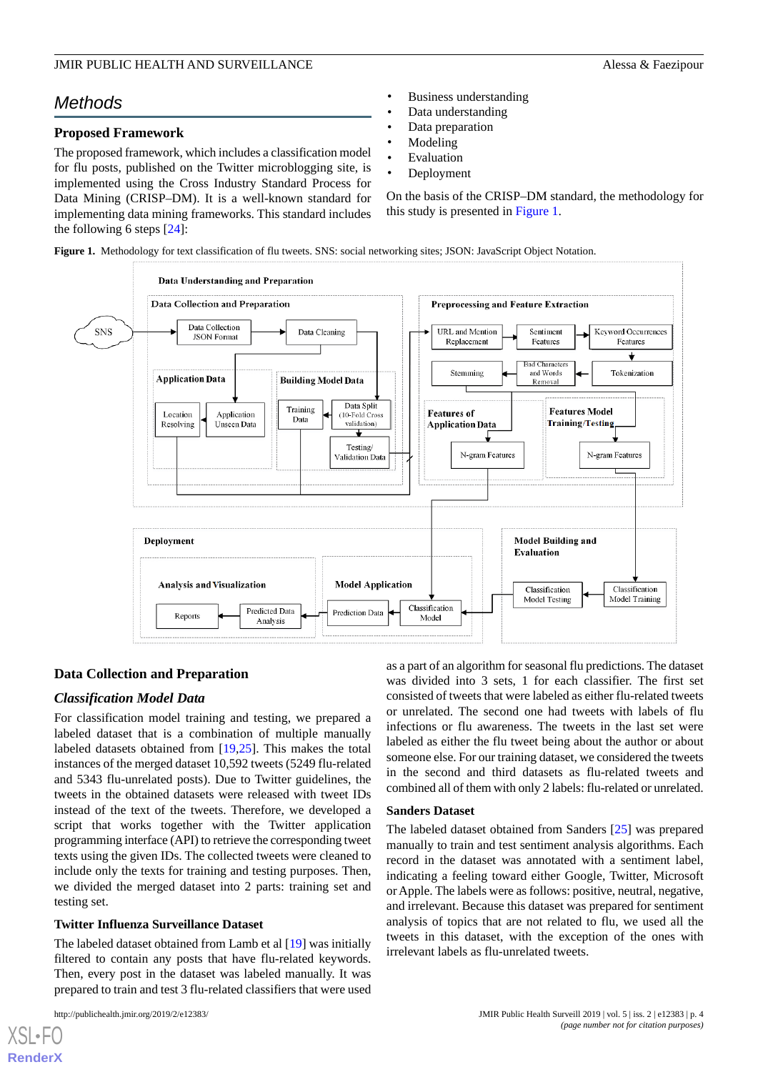## Methods

### Proposed Framework

The proposed framework, which includes a classification model for flu posts, published on the Twitter microblogging site, is implemented using the Cross Industry Standard Process for Data Mining (CRISP–DM). It is a well-known standard for implementing data mining frameworks. This standard includes the following 6 steps [24]:

- Business understanding
- Data understanding
- Data preparation
- Modeling
- Evaluation
- Deployment

On the basis of the CRISP–DM standard, the methodology for this study is presented in Figure 1.

**Figure 1.** Methodology for text classification of flu tweets. SNS: social networking sites; JSON: JavaScript Object Notation.

### Data Collection and Preparation

#### Classification Model Data

For classification model training and testing, we prepared a labeled dataset that is a combination of multiple manually labeled datasets obtained from [19,25]. This makes the total instances of the merged dataset 10,592 tweets (5249 flu-related and 5343 flu-unrelated posts). Due to Twitter guidelines, the tweets in the obtained datasets were released with tweet IDs instead of the text of the tweets. Therefore, we developed a script that works together with the Twitter application programming interface (API) to retrieve the corresponding tweet texts using the given IDs. The collected tweets were cleaned to include only the texts for training and testing purposes. Then, we divided the merged dataset into 2 parts: training set and testing set.

**Twitter Influenza Surveillance Dataset**

The labeled dataset obtained from Lamb et al [19] was initially filtered to contain any posts that have flu-related keywords. Then, every post in the dataset was labeled manually. It was prepared to train and test 3 flu-related classifiers that were used as a part of an algorithm for seasonal flu predictions. The dataset was divided into 3 sets, 1 for each classifier. The first set consisted of tweets that were labeled as either flu-related tweets or unrelated. The second one had tweets with labels of flu infections or flu awareness. The tweets in the third set were labeled as either the flu tweet being about the author or about someone else. For our training dataset, we considered the tweets in the second and third datasets as flu-related tweets and combined all of them with only 2 labels: flu-related or unrelated.

**Sanders Dataset**

The labeled dataset obtained from Sanders [25] was prepared manually to train and test sentiment analysis algorithms. Each record in the dataset was annotated with a sentiment label, indicating a feeling toward either Google, Twitter, Microsoft or Apple. The labels were as follows: positive, neutral, negative, and irrelevant. Because this dataset was prepared for sentiment analysis of topics that are not related to flu, we used all the tweets in this dataset, with the exception of the ones with irrelevant labels as flu-unrelated tweets.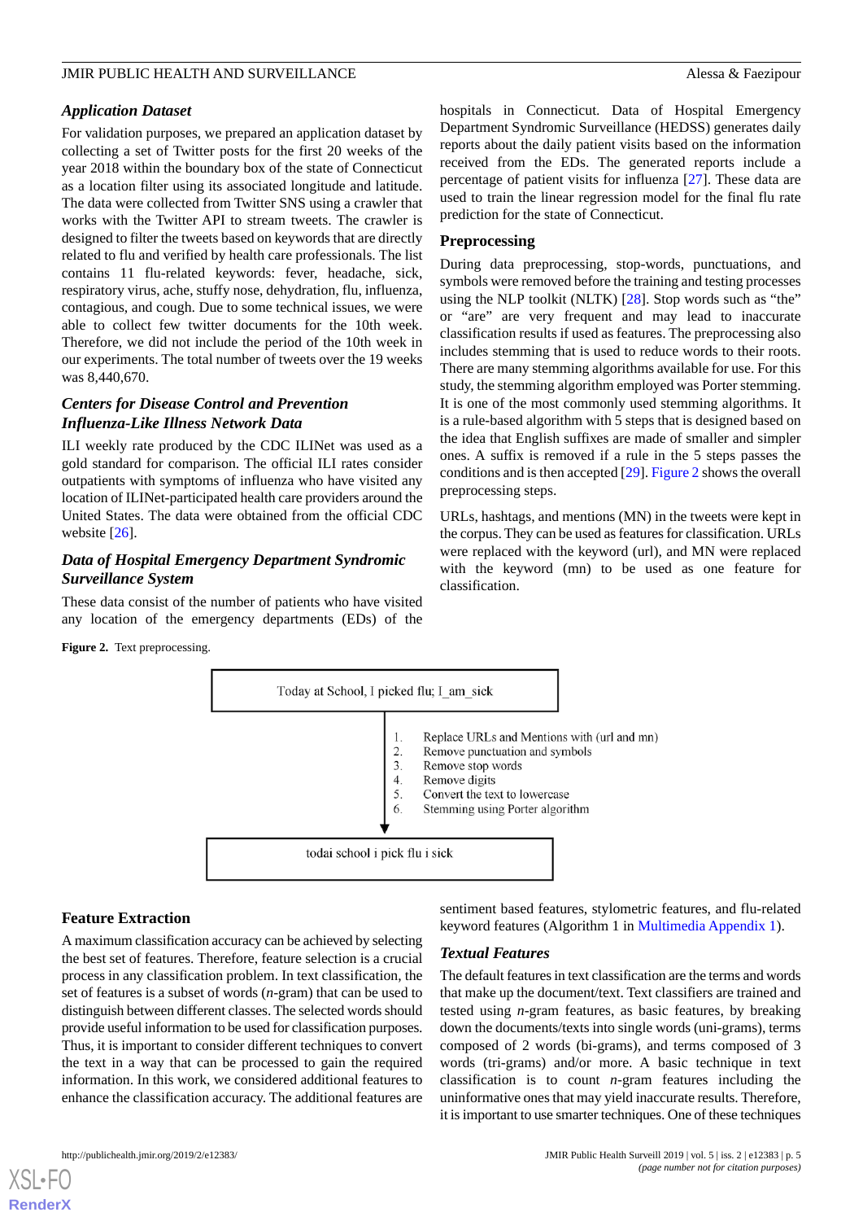### Application Dataset

For validation purposes, we prepared an application dataset by collecting a set of Twitter posts for the first 20 weeks of the year 2018 within the boundary box of the state of Connecticut as a location filter using its associated longitude and latitude. The data were collected from Twitter SNS using a crawler that works with the Twitter API to stream tweets. The crawler is designed to filter the tweets based on keywords that are directly related to flu and verified by health care professionals. The list contains 11 flu-related keywords: fever, headache, sick, respiratory virus, ache, stuffy nose, dehydration, flu, influenza, contagious, and cough. Due to some technical issues, we were able to collect few twitter documents for the 10th week. Therefore, we did not include the period of the 10th week in our experiments. The total number of tweets over the 19 weeks was 8,440,670.

### Centers for Disease Control and Prevention Influenza-Like Illness Network Data

ILI weekly rate produced by the CDC ILINet was used as a gold standard for comparison. The official ILI rates consider outpatients with symptoms of influenza who have visited any location of ILINet-participated health care providers around the United States. The data were obtained from the official CDC website [26].

### Data of Hospital Emergency Department Syndromic Surveillance System

These data consist of the number of patients who have visited any location of the emergency departments (EDs) of the hospitals in Connecticut. Data of Hospital Emergency Department Syndromic Surveillance (HEDSS) generates daily reports about the daily patient visits based on the information received from the EDs. The generated reports include a percentage of patient visits for influenza [27]. These data are used to train the linear regression model for the final flu rate prediction for the state of Connecticut.

## Preprocessing

During data preprocessing, stop-words, punctuations, and symbols were removed before the training and testing processes using the NLP toolkit (NLTK) [28]. Stop words such as "the" or "are" are very frequent and may lead to inaccurate classification results if used as features. The preprocessing also includes stemming that is used to reduce words to their roots. There are many stemming algorithms available for use. For this study, the stemming algorithm employed was Porter stemming. It is one of the most commonly used stemming algorithms. It is a rule-based algorithm with 5 steps that is designed based on the idea that English suffixes are made of smaller and simpler ones. A suffix is removed if a rule in the 5 steps passes the conditions and is then accepted [29]. Figure 2 shows the overall preprocessing steps.

URLs, hashtags, and mentions (MN) in the tweets were kept in the corpus. They can be used as features for classification. URLs were replaced with the keyword (url), and MN were replaced with the keyword (mn) to be used as one feature for classification.

**Figure 2.** Text preprocessing.

Today at School, I picked flu; I_am_sick

1. Replace URLs and Mentions with (url and mn)
2. Remove punctuation and symbols
3. Remove stop words
4. Remove digits
5. Convert the text to lowercase
6. Stemming using Porter algorithm

todai school i pick flu i sick

## Feature Extraction

A maximum classification accuracy can be achieved by selecting the best set of features. Therefore, feature selection is a crucial process in any classification problem. In text classification, the set of features is a subset of words (*n*-gram) that can be used to distinguish between different classes. The selected words should provide useful information to be used for classification purposes. Thus, it is important to consider different techniques to convert the text in a way that can be processed to gain the required information. In this work, we considered additional features to enhance the classification accuracy. The additional features are sentiment based features, stylometric features, and flu-related keyword features (Algorithm 1 in Multimedia Appendix 1).

### Textual Features

The default features in text classification are the terms and words that make up the document/text. Text classifiers are trained and tested using *n*-gram features, as basic features, by breaking down the documents/texts into single words (uni-grams), terms composed of 2 words (bi-grams), and terms composed of 3 words (tri-grams) and/or more. A basic technique in text classification is to count *n*-gram features including the uninformative ones that may yield inaccurate results. Therefore, it is important to use smarter techniques. One of these techniques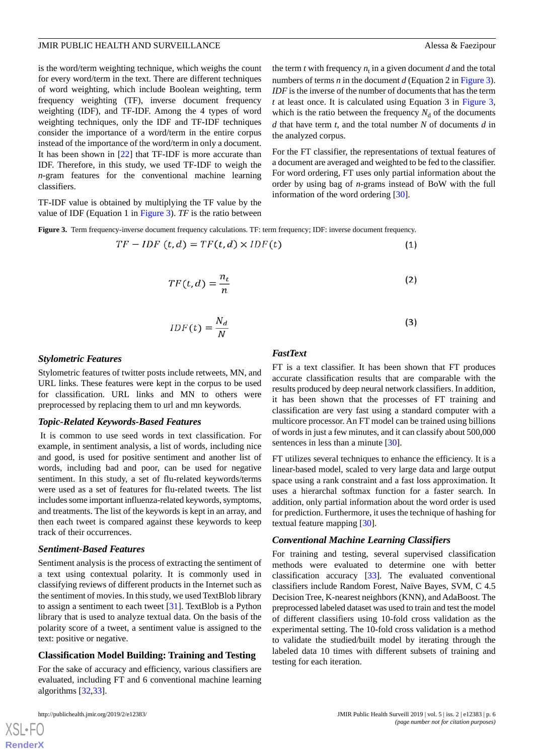is the word/term weighting technique, which weighs the count for every word/term in the text. There are different techniques of word weighting, which include Boolean weighting, term frequency weighting (TF), inverse document frequency weighting (IDF), and TF-IDF. Among the 4 types of word weighting techniques, only the IDF and TF-IDF techniques consider the importance of a word/term in the entire corpus instead of the importance of the word/term in only a document. It has been shown in [22] that TF-IDF is more accurate than IDF. Therefore, in this study, we used TF-IDF to weigh the *n*-gram features for the conventional machine learning classifiers.

TF-IDF value is obtained by multiplying the TF value by the value of IDF (Equation 1 in Figure 3). *TF* is the ratio between the term *t* with frequency $n_t$ in a given document *d* and the total numbers of terms *n* in the document *d* (Equation 2 in Figure 3). *IDF* is the inverse of the number of documents that has the term *t* at least once. It is calculated using Equation 3 in Figure 3, which is the ratio between the frequency $N_d$ of the documents *d* that have term *t*, and the total number *N* of documents *d* in the analyzed corpus.

For the FT classifier, the representations of textual features of a document are averaged and weighted to be fed to the classifier. For word ordering, FT uses only partial information about the order by using bag of *n*-grams instead of BoW with the full information of the word ordering [30].

**Figure 3.** Term frequency-inverse document frequency calculations. TF: term frequency; IDF: inverse document frequency.

$$TF - IDF\ (t, d) = TF(t, d) \times IDF(t) \quad (1)$$

$$TF(t, d) = \frac{n_t}{n} \quad (2)$$

$$IDF(t) = \frac{N_d}{N} \quad (3)$$

### *Stylometric Features*

Stylometric features of twitter posts include retweets, MN, and URL links. These features were kept in the corpus to be used for classification. URL links and MN to others were preprocessed by replacing them to url and mn keywords.

### *Topic-Related Keywords-Based Features*

It is common to use seed words in text classification. For example, in sentiment analysis, a list of words, including nice and good, is used for positive sentiment and another list of words, including bad and poor, can be used for negative sentiment. In this study, a set of flu-related keywords/terms were used as a set of features for flu-related tweets. The list includes some important influenza-related keywords, symptoms, and treatments. The list of the keywords is kept in an array, and then each tweet is compared against these keywords to keep track of their occurrences.

### *Sentiment-Based Features*

Sentiment analysis is the process of extracting the sentiment of a text using contextual polarity. It is commonly used in classifying reviews of different products in the Internet such as the sentiment of movies. In this study, we used TextBlob library to assign a sentiment to each tweet [31]. TextBlob is a Python library that is used to analyze textual data. On the basis of the polarity score of a tweet, a sentiment value is assigned to the text: positive or negative.

## Classification Model Building: Training and Testing

For the sake of accuracy and efficiency, various classifiers are evaluated, including FT and 6 conventional machine learning algorithms [32,33].

### *FastText*

FT is a text classifier. It has been shown that FT produces accurate classification results that are comparable with the results produced by deep neural network classifiers. In addition, it has been shown that the processes of FT training and classification are very fast using a standard computer with a multicore processor. An FT model can be trained using billions of words in just a few minutes, and it can classify about 500,000 sentences in less than a minute [30].

FT utilizes several techniques to enhance the efficiency. It is a linear-based model, scaled to very large data and large output space using a rank constraint and a fast loss approximation. It uses a hierarchal softmax function for a faster search. In addition, only partial information about the word order is used for prediction. Furthermore, it uses the technique of hashing for textual feature mapping [30].

### *Conventional Machine Learning Classifiers*

For training and testing, several supervised classification methods were evaluated to determine one with better classification accuracy [33]. The evaluated conventional classifiers include Random Forest, Naïve Bayes, SVM, C 4.5 Decision Tree, K-nearest neighbors (KNN), and AdaBoost. The preprocessed labeled dataset was used to train and test the model of different classifiers using 10-fold cross validation as the experimental setting. The 10-fold cross validation is a method to validate the studied/built model by iterating through the labeled data 10 times with different subsets of training and testing for each iteration.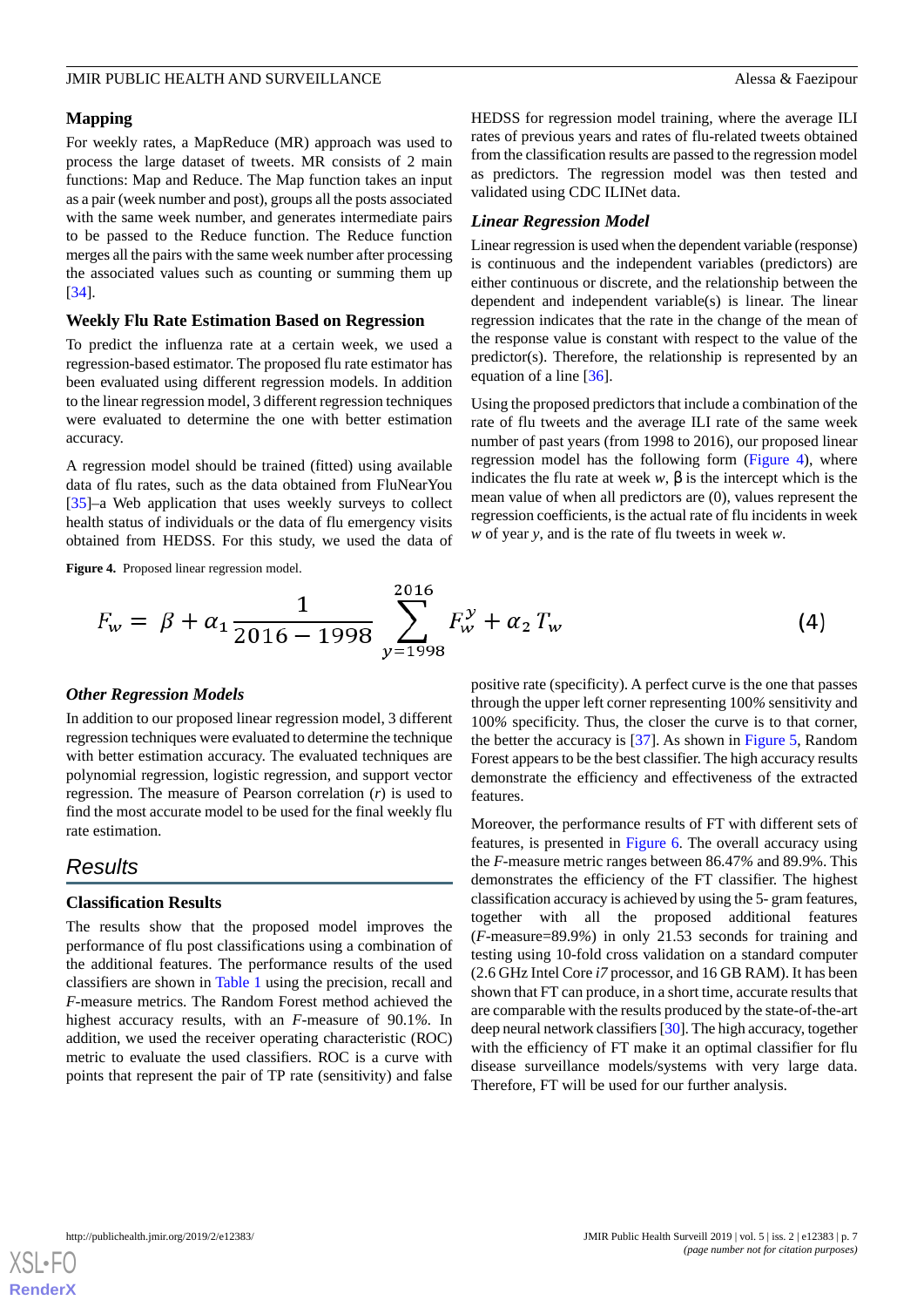## Mapping

For weekly rates, a MapReduce (MR) approach was used to process the large dataset of tweets. MR consists of 2 main functions: Map and Reduce. The Map function takes an input as a pair (week number and post), groups all the posts associated with the same week number, and generates intermediate pairs to be passed to the Reduce function. The Reduce function merges all the pairs with the same week number after processing the associated values such as counting or summing them up [34].

## Weekly Flu Rate Estimation Based on Regression

To predict the influenza rate at a certain week, we used a regression-based estimator. The proposed flu rate estimator has been evaluated using different regression models. In addition to the linear regression model, 3 different regression techniques were evaluated to determine the one with better estimation accuracy.

A regression model should be trained (fitted) using available data of flu rates, such as the data obtained from FluNearYou [35]–a Web application that uses weekly surveys to collect health status of individuals or the data of flu emergency visits obtained from HEDSS. For this study, we used the data of HEDSS for regression model training, where the average ILI rates of previous years and rates of flu-related tweets obtained from the classification results are passed to the regression model as predictors. The regression model was then tested and validated using CDC ILINet data.

### *Linear Regression Model*

Linear regression is used when the dependent variable (response) is continuous and the independent variables (predictors) are either continuous or discrete, and the relationship between the dependent and independent variable(s) is linear. The linear regression indicates that the rate in the change of the mean of the response value is constant with respect to the value of the predictor(s). Therefore, the relationship is represented by an equation of a line [36].

Using the proposed predictors that include a combination of the rate of flu tweets and the average ILI rate of the same week number of past years (from 1998 to 2016), our proposed linear regression model has the following form (Figure 4), where indicates the flu rate at week $w$, β is the intercept which is the mean value of when all predictors are (0), values represent the regression coefficients, is the actual rate of flu incidents in week $w$ of year $y$, and is the rate of flu tweets in week $w$.

**Figure 4.** Proposed linear regression model.

$$F_w = \beta + \alpha_1 \frac{1}{2016 - 1998} \sum_{y=1998}^{2016} F_w^y + \alpha_2 T_w \quad (4)$$

### *Other Regression Models*

In addition to our proposed linear regression model, 3 different regression techniques were evaluated to determine the technique with better estimation accuracy. The evaluated techniques are polynomial regression, logistic regression, and support vector regression. The measure of Pearson correlation ($r$) is used to find the most accurate model to be used for the final weekly flu rate estimation.

# Results

## Classification Results

The results show that the proposed model improves the performance of flu post classifications using a combination of the additional features. The performance results of the used classifiers are shown in Table 1 using the precision, recall and *F*-measure metrics. The Random Forest method achieved the highest accuracy results, with an *F*-measure of 90.1%. In addition, we used the receiver operating characteristic (ROC) metric to evaluate the used classifiers. ROC is a curve with points that represent the pair of TP rate (sensitivity) and false positive rate (specificity). A perfect curve is the one that passes through the upper left corner representing 100% sensitivity and 100% specificity. Thus, the closer the curve is to that corner, the better the accuracy is [37]. As shown in Figure 5, Random Forest appears to be the best classifier. The high accuracy results demonstrate the efficiency and effectiveness of the extracted features.

Moreover, the performance results of FT with different sets of features, is presented in Figure 6. The overall accuracy using the *F*-measure metric ranges between 86.47% and 89.9%. This demonstrates the efficiency of the FT classifier. The highest classification accuracy is achieved by using the 5- gram features, together with all the proposed additional features (*F*-measure=89.9%) in only 21.53 seconds for training and testing using 10-fold cross validation on a standard computer (2.6 GHz Intel Core *i7* processor, and 16 GB RAM). It has been shown that FT can produce, in a short time, accurate results that are comparable with the results produced by the state-of-the-art deep neural network classifiers [30]. The high accuracy, together with the efficiency of FT make it an optimal classifier for flu disease surveillance models/systems with very large data. Therefore, FT will be used for our further analysis.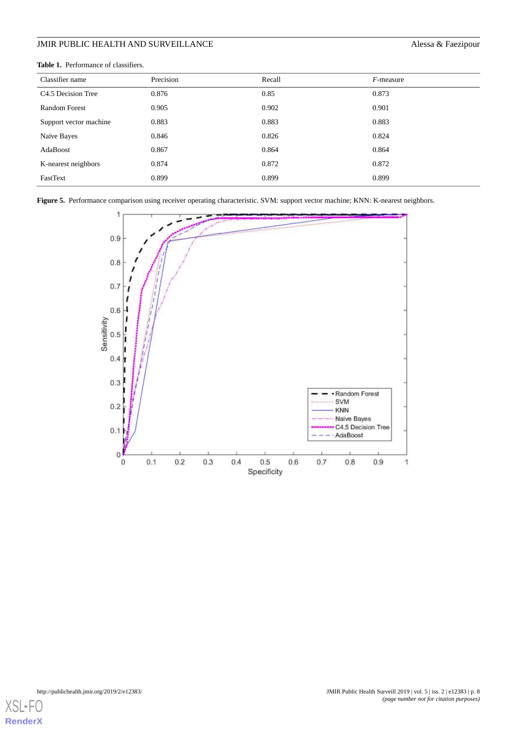**Table 1.** Performance of classifiers.

| Classifier name | Precision | Recall | *F*-measure |
|---|---|---|---|
| C4.5 Decision Tree | 0.876 | 0.85 | 0.873 |
| Random Forest | 0.905 | 0.902 | 0.901 |
| Support vector machine | 0.883 | 0.883 | 0.883 |
| Naïve Bayes | 0.846 | 0.826 | 0.824 |
| AdaBoost | 0.867 | 0.864 | 0.864 |
| K-nearest neighbors | 0.874 | 0.872 | 0.872 |
| FastText | 0.899 | 0.899 | 0.899 |

**Figure 5.** Performance comparison using receiver operating characteristic. SVM: support vector machine; KNN: K-nearest neighbors.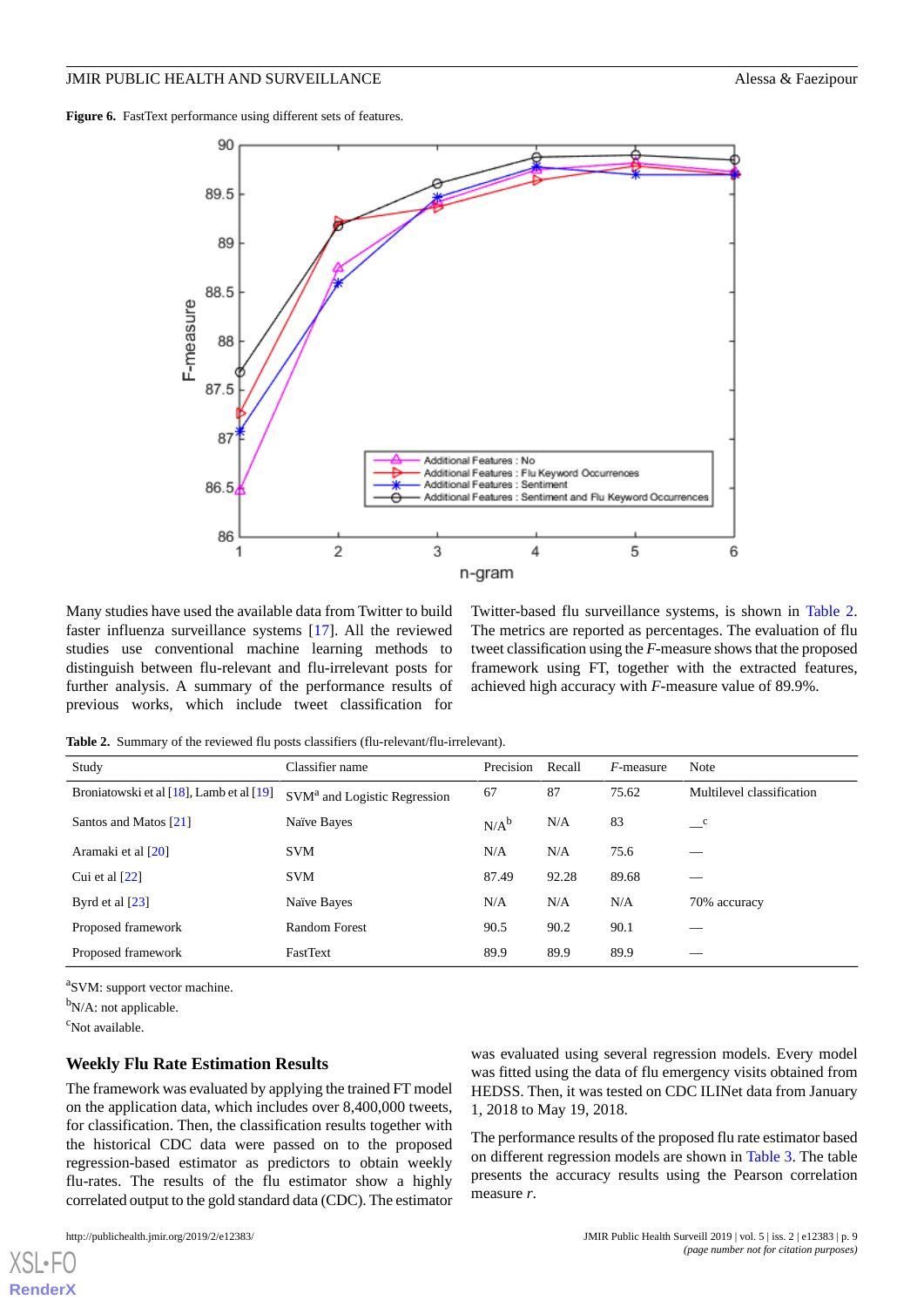**Figure 6.** FastText performance using different sets of features.

Many studies have used the available data from Twitter to build faster influenza surveillance systems [17]. All the reviewed studies use conventional machine learning methods to distinguish between flu-relevant and flu-irrelevant posts for further analysis. A summary of the performance results of previous works, which include tweet classification for Twitter-based flu surveillance systems, is shown in Table 2. The metrics are reported as percentages. The evaluation of flu tweet classification using the *F*-measure shows that the proposed framework using FT, together with the extracted features, achieved high accuracy with *F*-measure value of 89.9%.

**Table 2.** Summary of the reviewed flu posts classifiers (flu-relevant/flu-irrelevant).

| Study | Classifier name | Precision | Recall | *F*-measure | Note |
|---|---|---|---|---|---|
| Broniatowski et al [18], Lamb et al [19] | SVM[a] and Logistic Regression | 67 | 87 | 75.62 | Multilevel classification |
| Santos and Matos [21] | Naïve Bayes | N/A[b] | N/A | 83 | —[c] |
| Aramaki et al [20] | SVM | N/A | N/A | 75.6 | — |
| Cui et al [22] | SVM | 87.49 | 92.28 | 89.68 | — |
| Byrd et al [23] | Naïve Bayes | N/A | N/A | N/A | 70% accuracy |
| Proposed framework | Random Forest | 90.5 | 90.2 | 90.1 | — |
| Proposed framework | FastText | 89.9 | 89.9 | 89.9 | — |

[a]SVM: support vector machine.

[b]N/A: not applicable.

[c]Not available.

## Weekly Flu Rate Estimation Results

The framework was evaluated by applying the trained FT model on the application data, which includes over 8,400,000 tweets, for classification. Then, the classification results together with the historical CDC data were passed on to the proposed regression-based estimator as predictors to obtain weekly flu-rates. The results of the flu estimator show a highly correlated output to the gold standard data (CDC). The estimator was evaluated using several regression models. Every model was fitted using the data of flu emergency visits obtained from HEDSS. Then, it was tested on CDC ILINet data from January 1, 2018 to May 19, 2018.

The performance results of the proposed flu rate estimator based on different regression models are shown in Table 3. The table presents the accuracy results using the Pearson correlation measure *r*.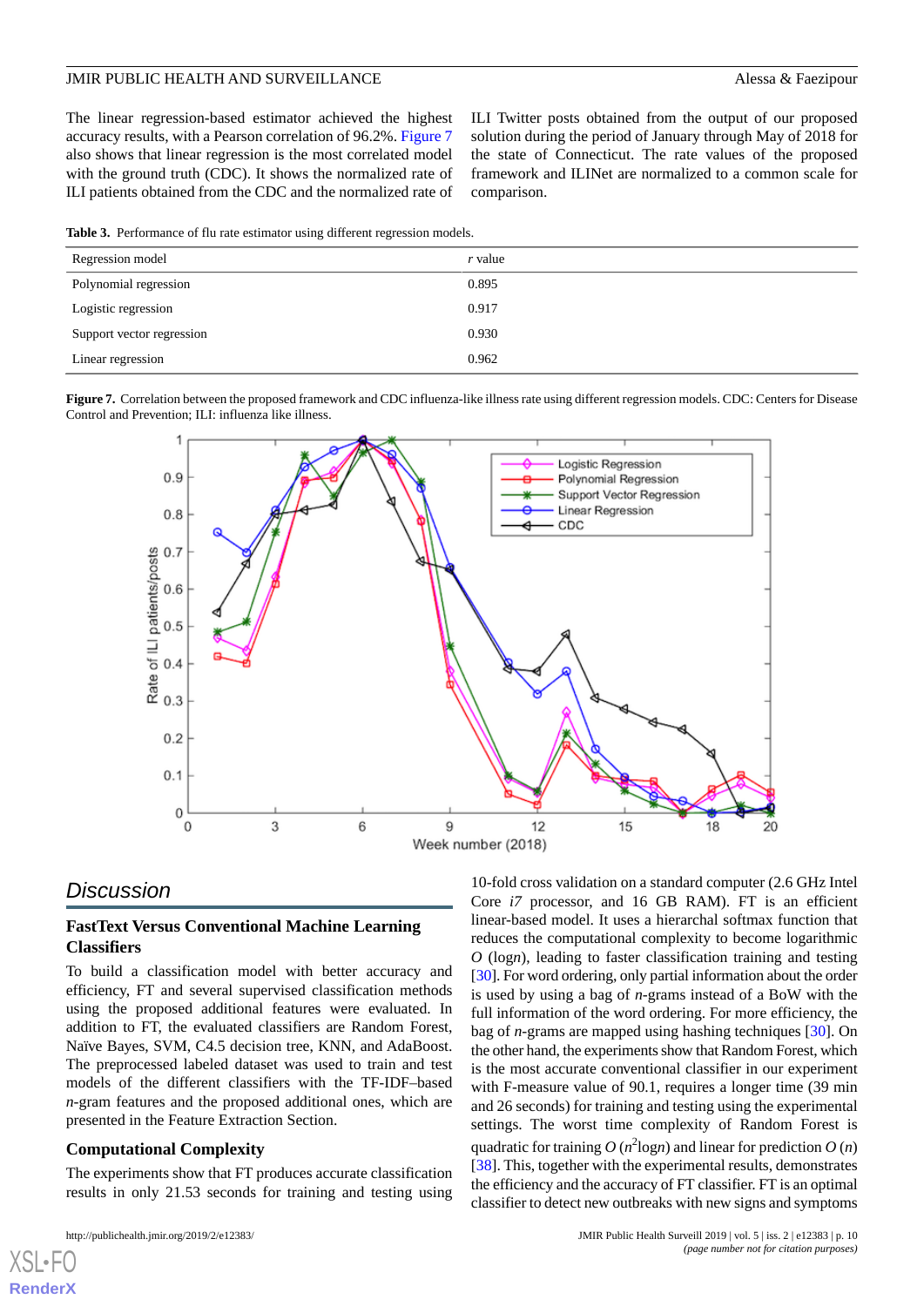The linear regression-based estimator achieved the highest accuracy results, with a Pearson correlation of 96.2%. Figure 7 also shows that linear regression is the most correlated model with the ground truth (CDC). It shows the normalized rate of ILI patients obtained from the CDC and the normalized rate of ILI Twitter posts obtained from the output of our proposed solution during the period of January through May of 2018 for the state of Connecticut. The rate values of the proposed framework and ILINet are normalized to a common scale for comparison.

**Table 3.** Performance of flu rate estimator using different regression models.

| Regression model | *r* value |
|---|---|
| Polynomial regression | 0.895 |
| Logistic regression | 0.917 |
| Support vector regression | 0.930 |
| Linear regression | 0.962 |

**Figure 7.** Correlation between the proposed framework and CDC influenza-like illness rate using different regression models. CDC: Centers for Disease Control and Prevention; ILI: influenza like illness.

## Discussion

### FastText Versus Conventional Machine Learning Classifiers

To build a classification model with better accuracy and efficiency, FT and several supervised classification methods using the proposed additional features were evaluated. In addition to FT, the evaluated classifiers are Random Forest, Naïve Bayes, SVM, C4.5 decision tree, KNN, and AdaBoost. The preprocessed labeled dataset was used to train and test models of the different classifiers with the TF-IDF–based *n*-gram features and the proposed additional ones, which are presented in the Feature Extraction Section.

### Computational Complexity

The experiments show that FT produces accurate classification results in only 21.53 seconds for training and testing using 10-fold cross validation on a standard computer (2.6 GHz Intel Core *i7* processor, and 16 GB RAM). FT is an efficient linear-based model. It uses a hierarchal softmax function that reduces the computational complexity to become logarithmic $O$ (log$n$), leading to faster classification training and testing [30]. For word ordering, only partial information about the order is used by using a bag of *n*-grams instead of a BoW with the full information of the word ordering. For more efficiency, the bag of *n*-grams are mapped using hashing techniques [30]. On the other hand, the experiments show that Random Forest, which is the most accurate conventional classifier in our experiment with F-measure value of 90.1, requires a longer time (39 min and 26 seconds) for training and testing using the experimental settings. The worst time complexity of Random Forest is quadratic for training $O$ ($n^2$log$n$) and linear for prediction $O$ ($n$) [38]. This, together with the experimental results, demonstrates the efficiency and the accuracy of FT classifier. FT is an optimal classifier to detect new outbreaks with new signs and symptoms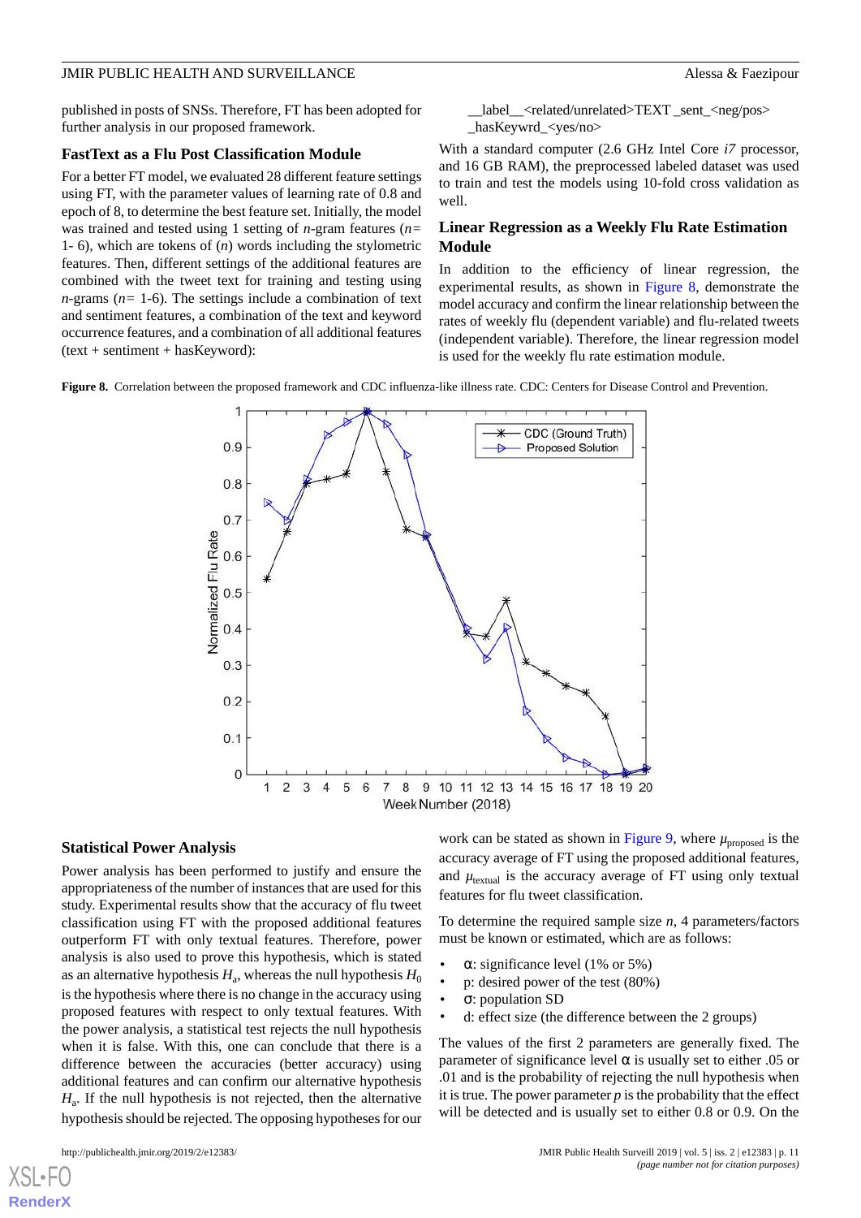published in posts of SNSs. Therefore, FT has been adopted for further analysis in our proposed framework.

### FastText as a Flu Post Classification Module

For a better FT model, we evaluated 28 different feature settings using FT, with the parameter values of learning rate of 0.8 and epoch of 8, to determine the best feature set. Initially, the model was trained and tested using 1 setting of *n*-gram features (*n*= 1- 6), which are tokens of (*n*) words including the stylometric features. Then, different settings of the additional features are combined with the tweet text for training and testing using *n*-grams (*n*= 1-6). The settings include a combination of text and sentiment features, a combination of the text and keyword occurrence features, and a combination of all additional features (text + sentiment + hasKeyword):

__label__<related/unrelated>TEXT _sent_<neg/pos> _hasKeywrd_<yes/no>

With a standard computer (2.6 GHz Intel Core *i7* processor, and 16 GB RAM), the preprocessed labeled dataset was used to train and test the models using 10-fold cross validation as well.

### Linear Regression as a Weekly Flu Rate Estimation Module

In addition to the efficiency of linear regression, the experimental results, as shown in Figure 8, demonstrate the model accuracy and confirm the linear relationship between the rates of weekly flu (dependent variable) and flu-related tweets (independent variable). Therefore, the linear regression model is used for the weekly flu rate estimation module.

**Figure 8.** Correlation between the proposed framework and CDC influenza-like illness rate. CDC: Centers for Disease Control and Prevention.

### Statistical Power Analysis

Power analysis has been performed to justify and ensure the appropriateness of the number of instances that are used for this study. Experimental results show that the accuracy of flu tweet classification using FT with the proposed additional features outperform FT with only textual features. Therefore, power analysis is also used to prove this hypothesis, which is stated as an alternative hypothesis $H_a$, whereas the null hypothesis $H_0$ is the hypothesis where there is no change in the accuracy using proposed features with respect to only textual features. With the power analysis, a statistical test rejects the null hypothesis when it is false. With this, one can conclude that there is a difference between the accuracies (better accuracy) using additional features and can confirm our alternative hypothesis $H_a$. If the null hypothesis is not rejected, then the alternative hypothesis should be rejected. The opposing hypotheses for our work can be stated as shown in Figure 9, where $\mu_{proposed}$ is the accuracy average of FT using the proposed additional features, and $\mu_{textual}$ is the accuracy average of FT using only textual features for flu tweet classification.

To determine the required sample size *n*, 4 parameters/factors must be known or estimated, which are as follows:

- α: significance level (1% or 5%)
- p: desired power of the test (80%)
- σ: population SD
- d: effect size (the difference between the 2 groups)

The values of the first 2 parameters are generally fixed. The parameter of significance level α is usually set to either .05 or .01 and is the probability of rejecting the null hypothesis when it is true. The power parameter *p* is the probability that the effect will be detected and is usually set to either 0.8 or 0.9. On the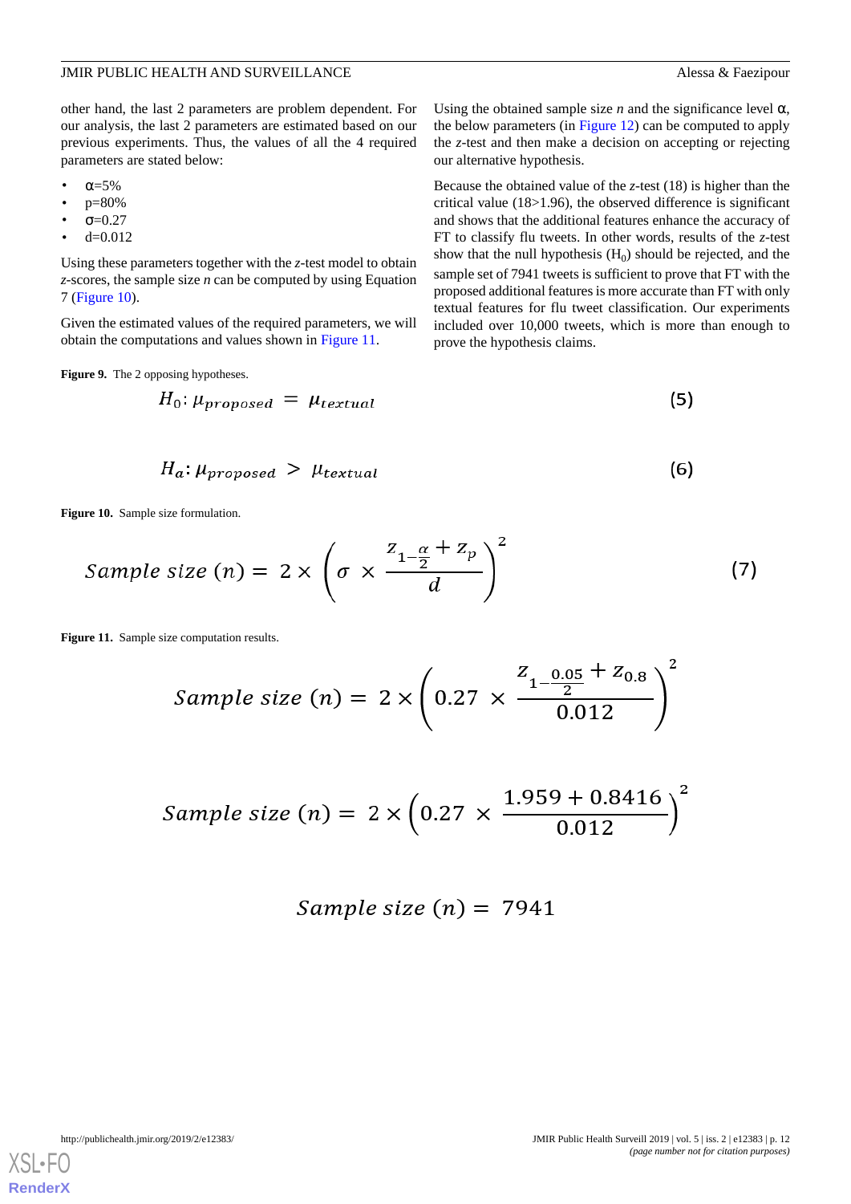other hand, the last 2 parameters are problem dependent. For our analysis, the last 2 parameters are estimated based on our previous experiments. Thus, the values of all the 4 required parameters are stated below:

- α=5%
- p=80%
- σ=0.27
- d=0.012

Using these parameters together with the *z*-test model to obtain *z*-scores, the sample size *n* can be computed by using Equation 7 (Figure 10).

Given the estimated values of the required parameters, we will obtain the computations and values shown in Figure 11.

Using the obtained sample size *n* and the significance level α, the below parameters (in Figure 12) can be computed to apply the *z*-test and then make a decision on accepting or rejecting our alternative hypothesis.

Because the obtained value of the *z*-test (18) is higher than the critical value (18>1.96), the observed difference is significant and shows that the additional features enhance the accuracy of FT to classify flu tweets. In other words, results of the *z*-test show that the null hypothesis ($H_0$) should be rejected, and the sample set of 7941 tweets is sufficient to prove that FT with the proposed additional features is more accurate than FT with only textual features for flu tweet classification. Our experiments included over 10,000 tweets, which is more than enough to prove the hypothesis claims.

**Figure 9.** The 2 opposing hypotheses.

$$H_0: \mu_{proposed} = \mu_{textual} \quad (5)$$

$$H_a: \mu_{proposed} > \mu_{textual} \quad (6)$$

**Figure 10.** Sample size formulation.

$$Sample\ size\ (n) = 2 \times \left(\sigma \times \frac{z_{1-\frac{\alpha}{2}} + z_p}{d}\right)^2 \quad (7)$$

**Figure 11.** Sample size computation results.

$$Sample\ size\ (n) = 2 \times \left(0.27 \times \frac{z_{1-\frac{0.05}{2}} + z_{0.8}}{0.012}\right)^2$$

$$Sample\ size\ (n) = 2 \times \left(0.27 \times \frac{1.959 + 0.8416}{0.012}\right)^2$$

$$Sample\ size\ (n) = 7941$$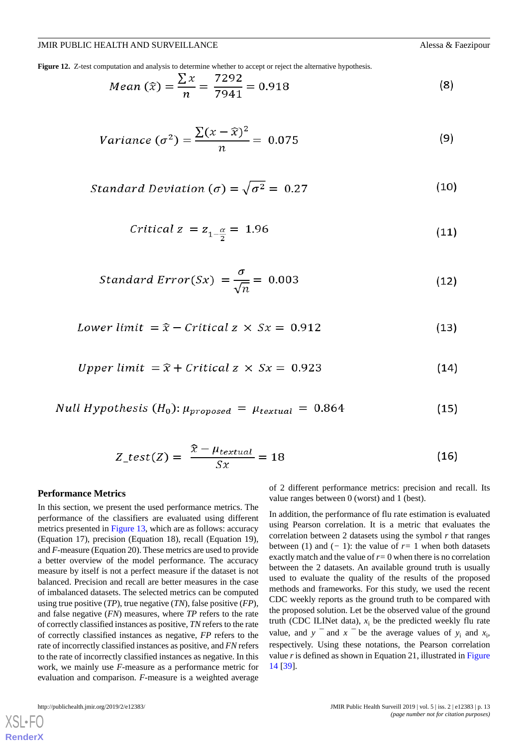**Figure 12.** Z-test computation and analysis to determine whether to accept or reject the alternative hypothesis.

$$Mean\ (\hat{x}) = \frac{\sum x}{n} = \frac{7292}{7941} = 0.918 \quad (8)$$

$$Variance\ (\sigma^2) = \frac{\sum (x - \hat{x})^2}{n} = 0.075 \quad (9)$$

$$Standard\ Deviation\ (\sigma) = \sqrt{\sigma^2} = 0.27 \quad (10)$$

$$Critical\ z = z_{1-\frac{\alpha}{2}} = 1.96 \quad (11)$$

$$Standard\ Error(Sx) = \frac{\sigma}{\sqrt{n}} = 0.003 \quad (12)$$

$$Lower\ limit = \hat{x} - Critical\ z \times Sx = 0.912 \quad (13)$$

$$Upper\ limit = \hat{x} + Critical\ z \times Sx = 0.923 \quad (14)$$

$$Null\ Hypothesis\ (H_0): \mu_{proposed} = \mu_{textual} = 0.864 \quad (15)$$

$$Z\_test(Z) = \frac{\hat{x} - \mu_{textual}}{Sx} = 18 \quad (16)$$

### Performance Metrics

In this section, we present the used performance metrics. The performance of the classifiers are evaluated using different metrics presented in Figure 13, which are as follows: accuracy (Equation 17), precision (Equation 18), recall (Equation 19), and *F*-measure (Equation 20). These metrics are used to provide a better overview of the model performance. The accuracy measure by itself is not a perfect measure if the dataset is not balanced. Precision and recall are better measures in the case of imbalanced datasets. The selected metrics can be computed using true positive (*TP*), true negative (*TN*), false positive (*FP*), and false negative (*FN*) measures, where *TP* refers to the rate of correctly classified instances as positive, *TN* refers to the rate of correctly classified instances as negative, *FP* refers to the rate of incorrectly classified instances as positive, and *FN* refers to the rate of incorrectly classified instances as negative. In this work, we mainly use *F*-measure as a performance metric for evaluation and comparison. *F*-measure is a weighted average of 2 different performance metrics: precision and recall. Its value ranges between 0 (worst) and 1 (best).

In addition, the performance of flu rate estimation is evaluated using Pearson correlation. It is a metric that evaluates the correlation between 2 datasets using the symbol *r* that ranges between (1) and (− 1): the value of *r*= 1 when both datasets exactly match and the value of *r*= 0 when there is no correlation between the 2 datasets. An available ground truth is usually used to evaluate the quality of the results of the proposed methods and frameworks. For this study, we used the recent CDC weekly reports as the ground truth to be compared with the proposed solution. Let be the observed value of the ground truth (CDC ILINet data), $x_i$ be the predicted weekly flu rate value, and $\bar{y}$ and $\bar{x}$ be the average values of $y_i$ and $x_i$, respectively. Using these notations, the Pearson correlation value *r* is defined as shown in Equation 21, illustrated in Figure 14 [39].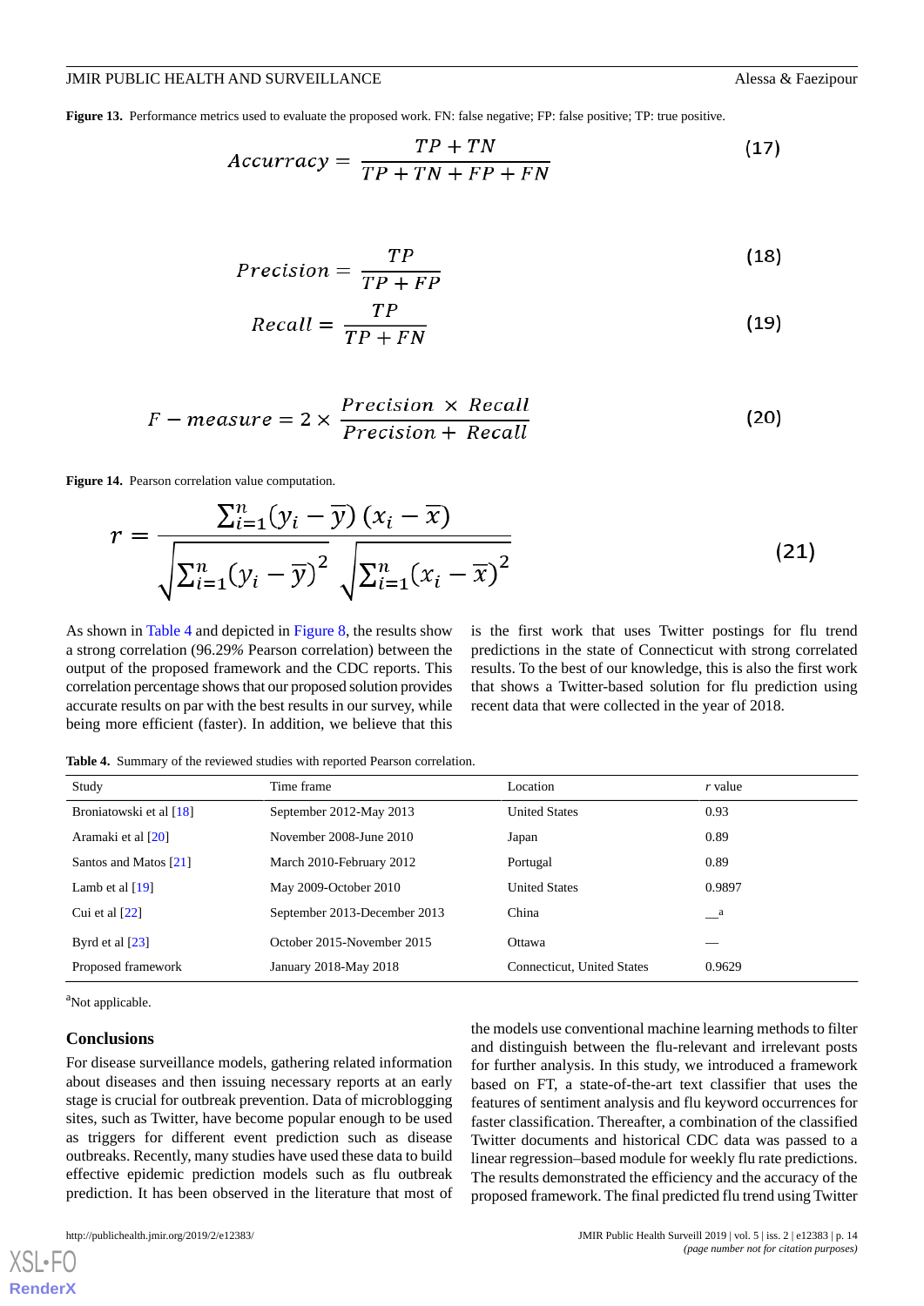**Figure 13.** Performance metrics used to evaluate the proposed work. FN: false negative; FP: false positive; TP: true positive.

$$Accurracy = \frac{TP + TN}{TP + TN + FP + FN} \quad (17)$$

$$Precision = \frac{TP}{TP + FP} \quad (18)$$

$$Recall = \frac{TP}{TP + FN} \quad (19)$$

$$F - measure = 2 \times \frac{Precision \times Recall}{Precision + Recall} \quad (20)$$

**Figure 14.** Pearson correlation value computation.

$$r = \frac{\sum_{i=1}^{n}(y_i - \overline{y})(x_i - \overline{x})}{\sqrt{\sum_{i=1}^{n}(y_i - \overline{y})^2}\sqrt{\sum_{i=1}^{n}(x_i - \overline{x})^2}} \quad (21)$$

As shown in Table 4 and depicted in Figure 8, the results show a strong correlation (96.29% Pearson correlation) between the output of the proposed framework and the CDC reports. This correlation percentage shows that our proposed solution provides accurate results on par with the best results in our survey, while being more efficient (faster). In addition, we believe that this is the first work that uses Twitter postings for flu trend predictions in the state of Connecticut with strong correlated results. To the best of our knowledge, this is also the first work that shows a Twitter-based solution for flu prediction using recent data that were collected in the year of 2018.

**Table 4.** Summary of the reviewed studies with reported Pearson correlation.

| Study | Time frame | Location | *r* value |
|---|---|---|---|
| Broniatowski et al [18] | September 2012-May 2013 | United States | 0.93 |
| Aramaki et al [20] | November 2008-June 2010 | Japan | 0.89 |
| Santos and Matos [21] | March 2010-February 2012 | Portugal | 0.89 |
| Lamb et al [19] | May 2009-October 2010 | United States | 0.9897 |
| Cui et al [22] | September 2013-December 2013 | China | —[a] |
| Byrd et al [23] | October 2015-November 2015 | Ottawa | — |
| Proposed framework | January 2018-May 2018 | Connecticut, United States | 0.9629 |

[a]Not applicable.

## Conclusions

For disease surveillance models, gathering related information about diseases and then issuing necessary reports at an early stage is crucial for outbreak prevention. Data of microblogging sites, such as Twitter, have become popular enough to be used as triggers for different event prediction such as disease outbreaks. Recently, many studies have used these data to build effective epidemic prediction models such as flu outbreak prediction. It has been observed in the literature that most of the models use conventional machine learning methods to filter and distinguish between the flu-relevant and irrelevant posts for further analysis. In this study, we introduced a framework based on FT, a state-of-the-art text classifier that uses the features of sentiment analysis and flu keyword occurrences for faster classification. Thereafter, a combination of the classified Twitter documents and historical CDC data was passed to a linear regression–based module for weekly flu rate predictions. The results demonstrated the efficiency and the accuracy of the proposed framework. The final predicted flu trend using Twitter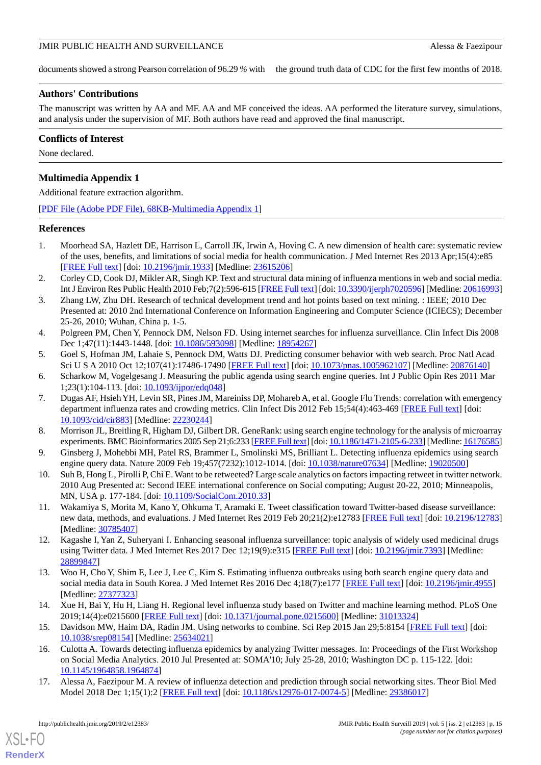documents showed a strong Pearson correlation of 96.29 % with the ground truth data of CDC for the first few months of 2018.

## Authors' Contributions

The manuscript was written by AA and MF. AA and MF conceived the ideas. AA performed the literature survey, simulations, and analysis under the supervision of MF. Both authors have read and approved the final manuscript.

## Conflicts of Interest

None declared.

## Multimedia Appendix 1

Additional feature extraction algorithm.

[PDF File (Adobe PDF File), 68KB-Multimedia Appendix 1]

## References

1. Moorhead SA, Hazlett DE, Harrison L, Carroll JK, Irwin A, Hoving C. A new dimension of health care: systematic review of the uses, benefits, and limitations of social media for health communication. J Med Internet Res 2013 Apr;15(4):e85 [FREE Full text] [doi: 10.2196/jmir.1933] [Medline: 23615206]
2. Corley CD, Cook DJ, Mikler AR, Singh KP. Text and structural data mining of influenza mentions in web and social media. Int J Environ Res Public Health 2010 Feb;7(2):596-615 [FREE Full text] [doi: 10.3390/ijerph7020596] [Medline: 20616993]
3. Zhang LW, Zhu DH. Research of technical development trend and hot points based on text mining. : IEEE; 2010 Dec Presented at: 2010 2nd International Conference on Information Engineering and Computer Science (ICIECS); December 25-26, 2010; Wuhan, China p. 1-5.
4. Polgreen PM, Chen Y, Pennock DM, Nelson FD. Using internet searches for influenza surveillance. Clin Infect Dis 2008 Dec 1;47(11):1443-1448. [doi: 10.1086/593098] [Medline: 18954267]
5. Goel S, Hofman JM, Lahaie S, Pennock DM, Watts DJ. Predicting consumer behavior with web search. Proc Natl Acad Sci U S A 2010 Oct 12;107(41):17486-17490 [FREE Full text] [doi: 10.1073/pnas.1005962107] [Medline: 20876140]
6. Scharkow M, Vogelgesang J. Measuring the public agenda using search engine queries. Int J Public Opin Res 2011 Mar 1;23(1):104-113. [doi: 10.1093/ijpor/edq048]
7. Dugas AF, Hsieh YH, Levin SR, Pines JM, Mareiniss DP, Mohareb A, et al. Google Flu Trends: correlation with emergency department influenza rates and crowding metrics. Clin Infect Dis 2012 Feb 15;54(4):463-469 [FREE Full text] [doi: 10.1093/cid/cir883] [Medline: 22230244]
8. Morrison JL, Breitling R, Higham DJ, Gilbert DR. GeneRank: using search engine technology for the analysis of microarray experiments. BMC Bioinformatics 2005 Sep 21;6:233 [FREE Full text] [doi: 10.1186/1471-2105-6-233] [Medline: 16176585]
9. Ginsberg J, Mohebbi MH, Patel RS, Brammer L, Smolinski MS, Brilliant L. Detecting influenza epidemics using search engine query data. Nature 2009 Feb 19;457(7232):1012-1014. [doi: 10.1038/nature07634] [Medline: 19020500]
10. Suh B, Hong L, Pirolli P, Chi E. Want to be retweeted? Large scale analytics on factors impacting retweet in twitter network. 2010 Aug Presented at: Second IEEE international conference on Social computing; August 20-22, 2010; Minneapolis, MN, USA p. 177-184. [doi: 10.1109/SocialCom.2010.33]
11. Wakamiya S, Morita M, Kano Y, Ohkuma T, Aramaki E. Tweet classification toward Twitter-based disease surveillance: new data, methods, and evaluations. J Med Internet Res 2019 Feb 20;21(2):e12783 [FREE Full text] [doi: 10.2196/12783] [Medline: 30785407]
12. Kagashe I, Yan Z, Suheryani I. Enhancing seasonal influenza surveillance: topic analysis of widely used medicinal drugs using Twitter data. J Med Internet Res 2017 Dec 12;19(9):e315 [FREE Full text] [doi: 10.2196/jmir.7393] [Medline: 28899847]
13. Woo H, Cho Y, Shim E, Lee J, Lee C, Kim S. Estimating influenza outbreaks using both search engine query data and social media data in South Korea. J Med Internet Res 2016 Dec 4;18(7):e177 [FREE Full text] [doi: 10.2196/jmir.4955] [Medline: 27377323]
14. Xue H, Bai Y, Hu H, Liang H. Regional level influenza study based on Twitter and machine learning method. PLoS One 2019;14(4):e0215600 [FREE Full text] [doi: 10.1371/journal.pone.0215600] [Medline: 31013324]
15. Davidson MW, Haim DA, Radin JM. Using networks to combine. Sci Rep 2015 Jan 29;5:8154 [FREE Full text] [doi: 10.1038/srep08154] [Medline: 25634021]
16. Culotta A. Towards detecting influenza epidemics by analyzing Twitter messages. In: Proceedings of the First Workshop on Social Media Analytics. 2010 Jul Presented at: SOMA'10; July 25-28, 2010; Washington DC p. 115-122. [doi: 10.1145/1964858.1964874]
17. Alessa A, Faezipour M. A review of influenza detection and prediction through social networking sites. Theor Biol Med Model 2018 Dec 1;15(1):2 [FREE Full text] [doi: 10.1186/s12976-017-0074-5] [Medline: 29386017]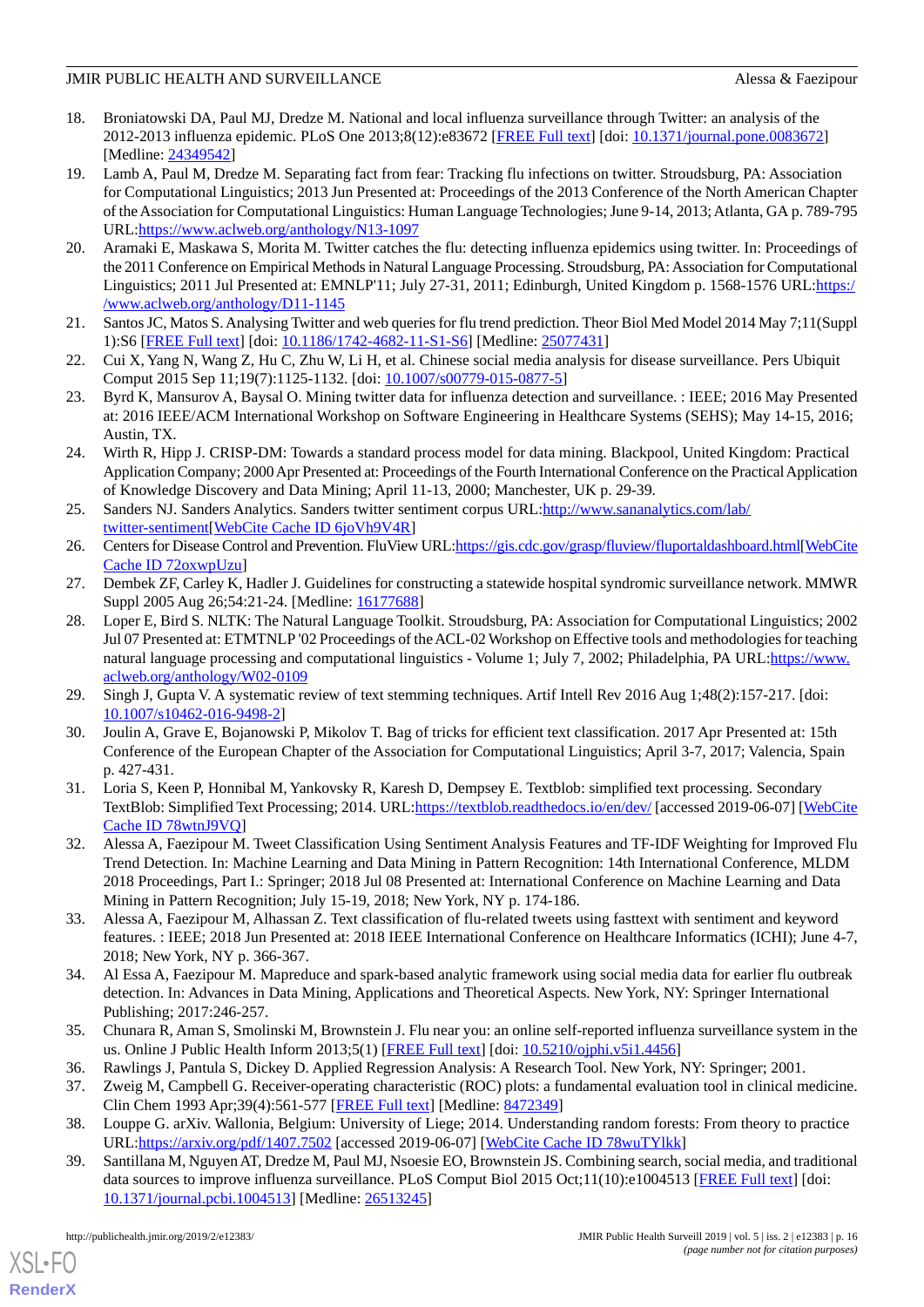18. Broniatowski DA, Paul MJ, Dredze M. National and local influenza surveillance through Twitter: an analysis of the 2012-2013 influenza epidemic. PLoS One 2013;8(12):e83672 [FREE Full text] [doi: 10.1371/journal.pone.0083672] [Medline: 24349542]
19. Lamb A, Paul M, Dredze M. Separating fact from fear: Tracking flu infections on twitter. Stroudsburg, PA: Association for Computational Linguistics; 2013 Jun Presented at: Proceedings of the 2013 Conference of the North American Chapter of the Association for Computational Linguistics: Human Language Technologies; June 9-14, 2013; Atlanta, GA p. 789-795 URL:https://www.aclweb.org/anthology/N13-1097
20. Aramaki E, Maskawa S, Morita M. Twitter catches the flu: detecting influenza epidemics using twitter. In: Proceedings of the 2011 Conference on Empirical Methods in Natural Language Processing. Stroudsburg, PA: Association for Computational Linguistics; 2011 Jul Presented at: EMNLP'11; July 27-31, 2011; Edinburgh, United Kingdom p. 1568-1576 URL:https://www.aclweb.org/anthology/D11-1145
21. Santos JC, Matos S. Analysing Twitter and web queries for flu trend prediction. Theor Biol Med Model 2014 May 7;11(Suppl 1):S6 [FREE Full text] [doi: 10.1186/1742-4682-11-S1-S6] [Medline: 25077431]
22. Cui X, Yang N, Wang Z, Hu C, Zhu W, Li H, et al. Chinese social media analysis for disease surveillance. Pers Ubiquit Comput 2015 Sep 11;19(7):1125-1132. [doi: 10.1007/s00779-015-0877-5]
23. Byrd K, Mansurov A, Baysal O. Mining twitter data for influenza detection and surveillance. : IEEE; 2016 May Presented at: 2016 IEEE/ACM International Workshop on Software Engineering in Healthcare Systems (SEHS); May 14-15, 2016; Austin, TX.
24. Wirth R, Hipp J. CRISP-DM: Towards a standard process model for data mining. Blackpool, United Kingdom: Practical Application Company; 2000 Apr Presented at: Proceedings of the Fourth International Conference on the Practical Application of Knowledge Discovery and Data Mining; April 11-13, 2000; Manchester, UK p. 29-39.
25. Sanders NJ. Sanders Analytics. Sanders twitter sentiment corpus URL:http://www.sananalytics.com/lab/twitter-sentiment[WebCite Cache ID 6joVh9V4R]
26. Centers for Disease Control and Prevention. FluView URL:https://gis.cdc.gov/grasp/fluview/fluportaldashboard.html[WebCite Cache ID 72oxwpUzu]
27. Dembek ZF, Carley K, Hadler J. Guidelines for constructing a statewide hospital syndromic surveillance network. MMWR Suppl 2005 Aug 26;54:21-24. [Medline: 16177688]
28. Loper E, Bird S. NLTK: The Natural Language Toolkit. Stroudsburg, PA: Association for Computational Linguistics; 2002 Jul 07 Presented at: ETMTNLP '02 Proceedings of the ACL-02 Workshop on Effective tools and methodologies for teaching natural language processing and computational linguistics - Volume 1; July 7, 2002; Philadelphia, PA URL:https://www.aclweb.org/anthology/W02-0109
29. Singh J, Gupta V. A systematic review of text stemming techniques. Artif Intell Rev 2016 Aug 1;48(2):157-217. [doi: 10.1007/s10462-016-9498-2]
30. Joulin A, Grave E, Bojanowski P, Mikolov T. Bag of tricks for efficient text classification. 2017 Apr Presented at: 15th Conference of the European Chapter of the Association for Computational Linguistics; April 3-7, 2017; Valencia, Spain p. 427-431.
31. Loria S, Keen P, Honnibal M, Yankovsky R, Karesh D, Dempsey E. Textblob: simplified text processing. Secondary TextBlob: Simplified Text Processing; 2014. URL:https://textblob.readthedocs.io/en/dev/ [accessed 2019-06-07] [WebCite Cache ID 78wtnJ9VQ]
32. Alessa A, Faezipour M. Tweet Classification Using Sentiment Analysis Features and TF-IDF Weighting for Improved Flu Trend Detection. In: Machine Learning and Data Mining in Pattern Recognition: 14th International Conference, MLDM 2018 Proceedings, Part I.: Springer; 2018 Jul 08 Presented at: International Conference on Machine Learning and Data Mining in Pattern Recognition; July 15-19, 2018; New York, NY p. 174-186.
33. Alessa A, Faezipour M, Alhassan Z. Text classification of flu-related tweets using fasttext with sentiment and keyword features. : IEEE; 2018 Jun Presented at: 2018 IEEE International Conference on Healthcare Informatics (ICHI); June 4-7, 2018; New York, NY p. 366-367.
34. Al Essa A, Faezipour M. Mapreduce and spark-based analytic framework using social media data for earlier flu outbreak detection. In: Advances in Data Mining, Applications and Theoretical Aspects. New York, NY: Springer International Publishing; 2017:246-257.
35. Chunara R, Aman S, Smolinski M, Brownstein J. Flu near you: an online self-reported influenza surveillance system in the us. Online J Public Health Inform 2013;5(1) [FREE Full text] [doi: 10.5210/ojphi.v5i1.4456]
36. Rawlings J, Pantula S, Dickey D. Applied Regression Analysis: A Research Tool. New York, NY: Springer; 2001.
37. Zweig M, Campbell G. Receiver-operating characteristic (ROC) plots: a fundamental evaluation tool in clinical medicine. Clin Chem 1993 Apr;39(4):561-577 [FREE Full text] [Medline: 8472349]
38. Louppe G. arXiv. Wallonia, Belgium: University of Liege; 2014. Understanding random forests: From theory to practice URL:https://arxiv.org/pdf/1407.7502 [accessed 2019-06-07] [WebCite Cache ID 78wuTYlkk]
39. Santillana M, Nguyen AT, Dredze M, Paul MJ, Nsoesie EO, Brownstein JS. Combining search, social media, and traditional data sources to improve influenza surveillance. PLoS Comput Biol 2015 Oct;11(10):e1004513 [FREE Full text] [doi: 10.1371/journal.pcbi.1004513] [Medline: 26513245]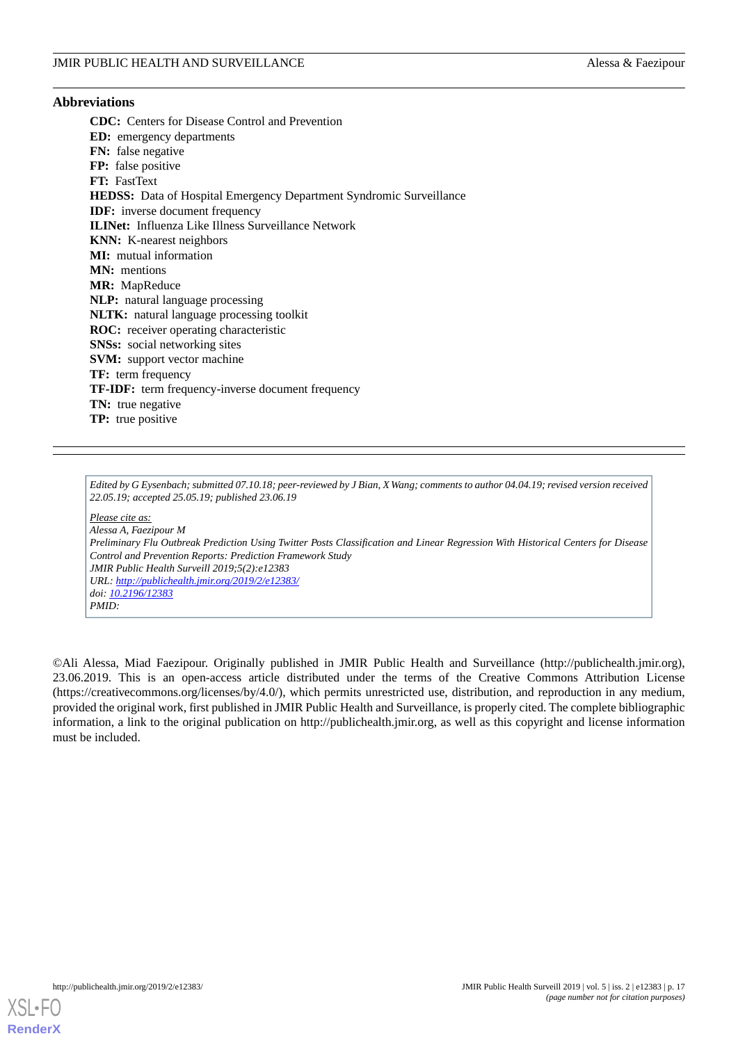## Abbreviations

**CDC:** Centers for Disease Control and Prevention
**ED:** emergency departments
**FN:** false negative
**FP:** false positive
**FT:** FastText
**HEDSS:** Data of Hospital Emergency Department Syndromic Surveillance
**IDF:** inverse document frequency
**ILINet:** Influenza Like Illness Surveillance Network
**KNN:** K-nearest neighbors
**MI:** mutual information
**MN:** mentions
**MR:** MapReduce
**NLP:** natural language processing
**NLTK:** natural language processing toolkit
**ROC:** receiver operating characteristic
**SNSs:** social networking sites
**SVM:** support vector machine
**TF:** term frequency
**TF-IDF:** term frequency-inverse document frequency
**TN:** true negative
**TP:** true positive

*Edited by G Eysenbach; submitted 07.10.18; peer-reviewed by J Bian, X Wang; comments to author 04.04.19; revised version received 22.05.19; accepted 25.05.19; published 23.06.19*

*Please cite as:*
*Alessa A, Faezipour M*
*Preliminary Flu Outbreak Prediction Using Twitter Posts Classification and Linear Regression With Historical Centers for Disease Control and Prevention Reports: Prediction Framework Study*
*JMIR Public Health Surveill 2019;5(2):e12383*
*URL: http://publichealth.jmir.org/2019/2/e12383/*
*doi: 10.2196/12383*
*PMID:*

©Ali Alessa, Miad Faezipour. Originally published in JMIR Public Health and Surveillance (http://publichealth.jmir.org), 23.06.2019. This is an open-access article distributed under the terms of the Creative Commons Attribution License (https://creativecommons.org/licenses/by/4.0/), which permits unrestricted use, distribution, and reproduction in any medium, provided the original work, first published in JMIR Public Health and Surveillance, is properly cited. The complete bibliographic information, a link to the original publication on http://publichealth.jmir.org, as well as this copyright and license information must be included.